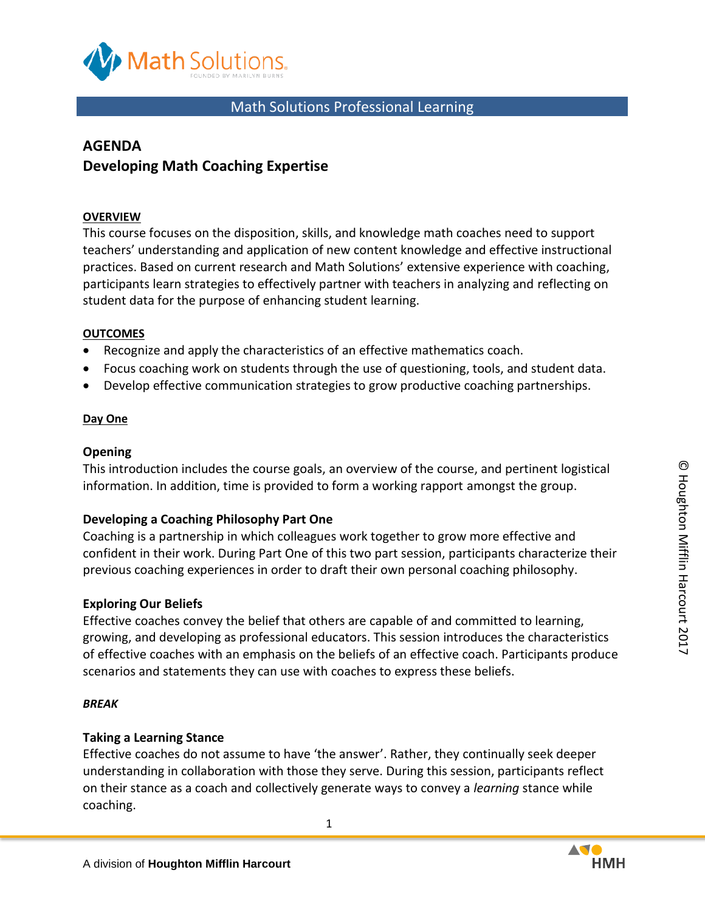Math Solutions Professional Learning

# AGENDA
## Developing Math Coaching Expertise

**OVERVIEW**

This course focuses on the disposition, skills, and knowledge math coaches need to support teachers' understanding and application of new content knowledge and effective instructional practices. Based on current research and Math Solutions' extensive experience with coaching, participants learn strategies to effectively partner with teachers in analyzing and reflecting on student data for the purpose of enhancing student learning.

**OUTCOMES**

- Recognize and apply the characteristics of an effective mathematics coach.
- Focus coaching work on students through the use of questioning, tools, and student data.
- Develop effective communication strategies to grow productive coaching partnerships.

**Day One**

**Opening**

This introduction includes the course goals, an overview of the course, and pertinent logistical information. In addition, time is provided to form a working rapport amongst the group.

**Developing a Coaching Philosophy Part One**

Coaching is a partnership in which colleagues work together to grow more effective and confident in their work. During Part One of this two part session, participants characterize their previous coaching experiences in order to draft their own personal coaching philosophy.

**Exploring Our Beliefs**

Effective coaches convey the belief that others are capable of and committed to learning, growing, and developing as professional educators. This session introduces the characteristics of effective coaches with an emphasis on the beliefs of an effective coach. Participants produce scenarios and statements they can use with coaches to express these beliefs.

***BREAK***

**Taking a Learning Stance**

Effective coaches do not assume to have 'the answer'. Rather, they continually seek deeper understanding in collaboration with those they serve. During this session, participants reflect on their stance as a coach and collectively generate ways to convey a *learning* stance while coaching.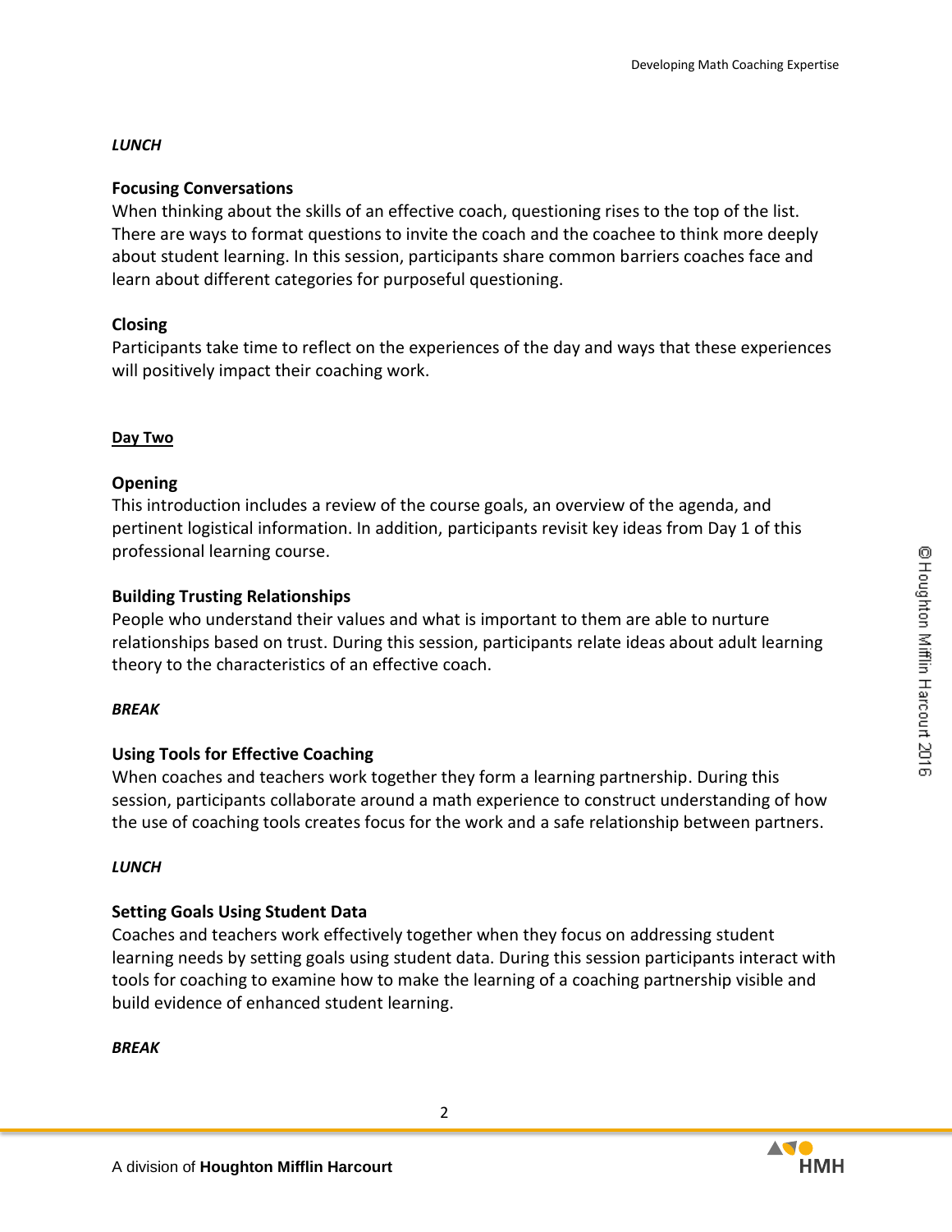***LUNCH***

**Focusing Conversations**
When thinking about the skills of an effective coach, questioning rises to the top of the list. There are ways to format questions to invite the coach and the coachee to think more deeply about student learning. In this session, participants share common barriers coaches face and learn about different categories for purposeful questioning.

**Closing**
Participants take time to reflect on the experiences of the day and ways that these experiences will positively impact their coaching work.

## Day Two

**Opening**
This introduction includes a review of the course goals, an overview of the agenda, and pertinent logistical information. In addition, participants revisit key ideas from Day 1 of this professional learning course.

**Building Trusting Relationships**
People who understand their values and what is important to them are able to nurture relationships based on trust. During this session, participants relate ideas about adult learning theory to the characteristics of an effective coach.

***BREAK***

**Using Tools for Effective Coaching**
When coaches and teachers work together they form a learning partnership. During this session, participants collaborate around a math experience to construct understanding of how the use of coaching tools creates focus for the work and a safe relationship between partners.

***LUNCH***

**Setting Goals Using Student Data**
Coaches and teachers work effectively together when they focus on addressing student learning needs by setting goals using student data. During this session participants interact with tools for coaching to examine how to make the learning of a coaching partnership visible and build evidence of enhanced student learning.

***BREAK***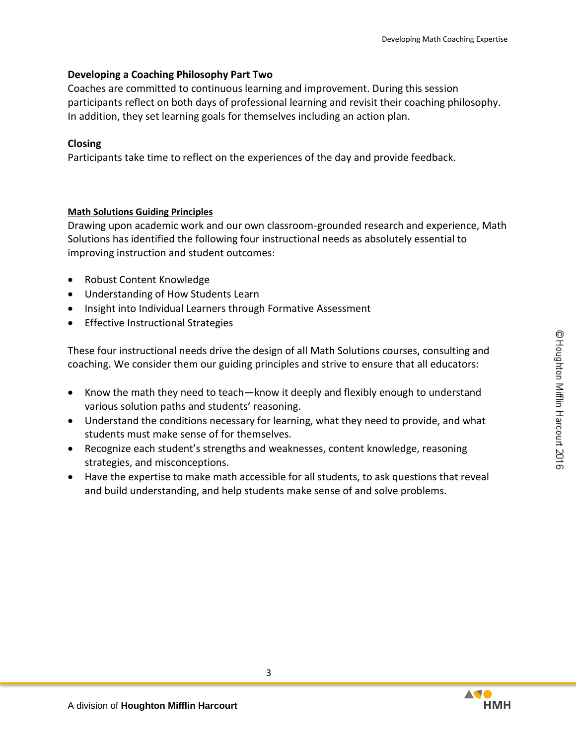**Developing a Coaching Philosophy Part Two**

Coaches are committed to continuous learning and improvement. During this session participants reflect on both days of professional learning and revisit their coaching philosophy. In addition, they set learning goals for themselves including an action plan.

**Closing**

Participants take time to reflect on the experiences of the day and provide feedback.

**Math Solutions Guiding Principles**

Drawing upon academic work and our own classroom-grounded research and experience, Math Solutions has identified the following four instructional needs as absolutely essential to improving instruction and student outcomes:

- Robust Content Knowledge
- Understanding of How Students Learn
- Insight into Individual Learners through Formative Assessment
- Effective Instructional Strategies

These four instructional needs drive the design of all Math Solutions courses, consulting and coaching. We consider them our guiding principles and strive to ensure that all educators:

- Know the math they need to teach—know it deeply and flexibly enough to understand various solution paths and students' reasoning.
- Understand the conditions necessary for learning, what they need to provide, and what students must make sense of for themselves.
- Recognize each student's strengths and weaknesses, content knowledge, reasoning strategies, and misconceptions.
- Have the expertise to make math accessible for all students, to ask questions that reveal and build understanding, and help students make sense of and solve problems.